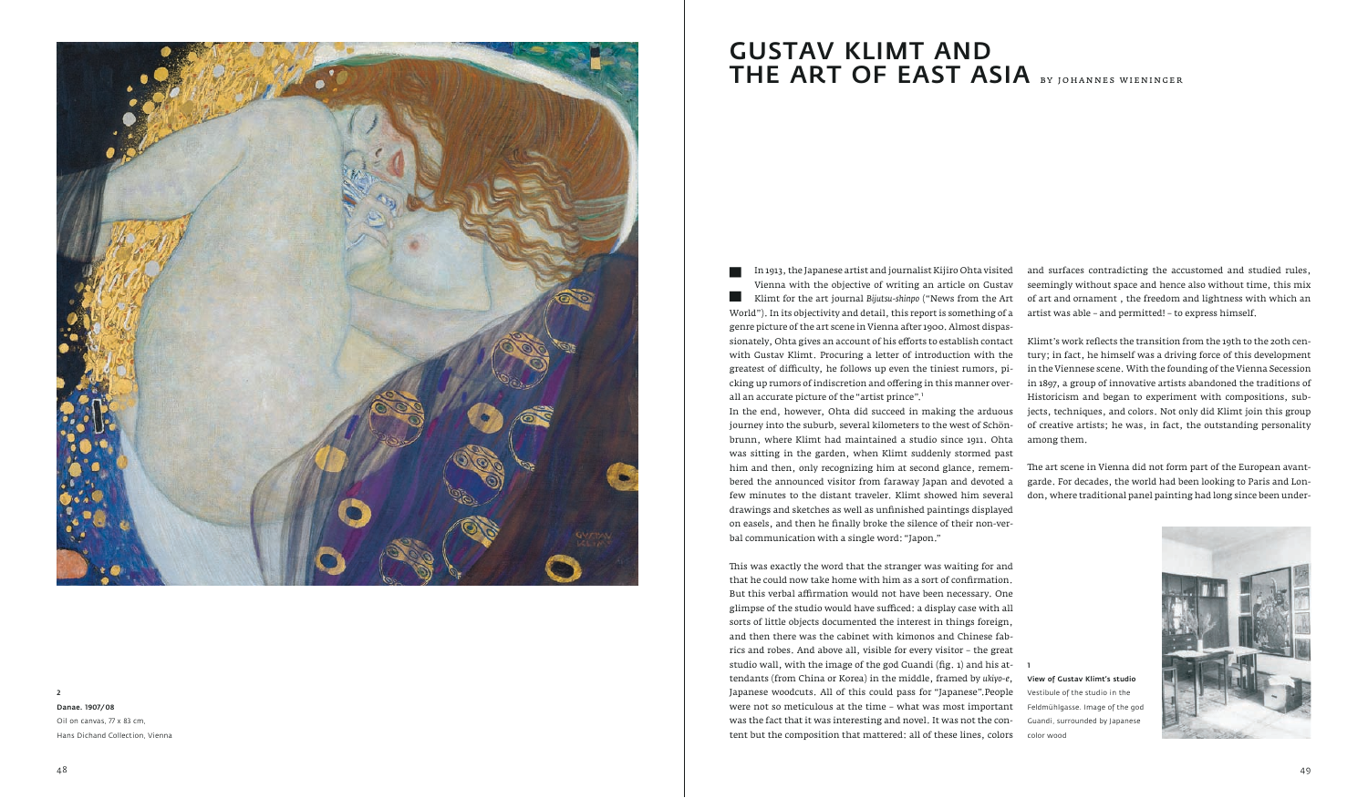# GUSTAV KLIMT AND THE ART OF EAST ASIA

BY JOHANNES WIENINGER

2

**Danae. 1907/08**

Oil on canvas, 77 x 83 cm,

Hans Dichand Collection, Vienna

In 1913, the Japanese artist and journalist Kijiro Ohta visited Vienna with the objective of writing an article on Gustav Klimt for the art journal *Bijutsu-shinpo* ("News from the Art World"). In its objectivity and detail, this report is something of a genre picture of the art scene in Vienna after 1900. Almost dispassionately, Ohta gives an account of his efforts to establish contact with Gustav Klimt. Procuring a letter of introduction with the greatest of difficulty, he follows up even the tiniest rumors, picking up rumors of indiscretion and offering in this manner overall an accurate picture of the "artist prince".[1]

In the end, however, Ohta did succeed in making the arduous journey into the suburb, several kilometers to the west of Schönbrunn, where Klimt had maintained a studio since 1911. Ohta was sitting in the garden, when Klimt suddenly stormed past him and then, only recognizing him at second glance, remembered the announced visitor from faraway Japan and devoted a few minutes to the distant traveler. Klimt showed him several drawings and sketches as well as unfinished paintings displayed on easels, and then he finally broke the silence of their non-verbal communication with a single word: "Japon."

This was exactly the word that the stranger was waiting for and that he could now take home with him as a sort of confirmation. But this verbal affirmation would not have been necessary. One glimpse of the studio would have sufficed: a display case with all sorts of little objects documented the interest in things foreign, and then there was the cabinet with kimonos and Chinese fabrics and robes. And above all, visible for every visitor – the great studio wall, with the image of the god Guandi (fig. 1) and his attendants (from China or Korea) in the middle, framed by *ukiyo-e*, Japanese woodcuts. All of this could pass for "Japanese".People were not so meticulous at the time – what was most important was the fact that it was interesting and novel. It was not the content but the composition that mattered: all of these lines, colors and surfaces contradicting the accustomed and studied rules, seemingly without space and hence also without time, this mix of art and ornament , the freedom and lightness with which an artist was able – and permitted! – to express himself.

Klimt's work reflects the transition from the 19th to the 20th century; in fact, he himself was a driving force of this development in the Viennese scene. With the founding of the Vienna Secession in 1897, a group of innovative artists abandoned the traditions of Historicism and began to experiment with compositions, subjects, techniques, and colors. Not only did Klimt join this group of creative artists; he was, in fact, the outstanding personality among them.

The art scene in Vienna did not form part of the European avant-garde. For decades, the world had been looking to Paris and London, where traditional panel painting had long since been under-

1

**View of Gustav Klimt's studio**

Vestibule of the studio in the Feldmühlgasse. Image of the god Guandi, surrounded by Japanese color wood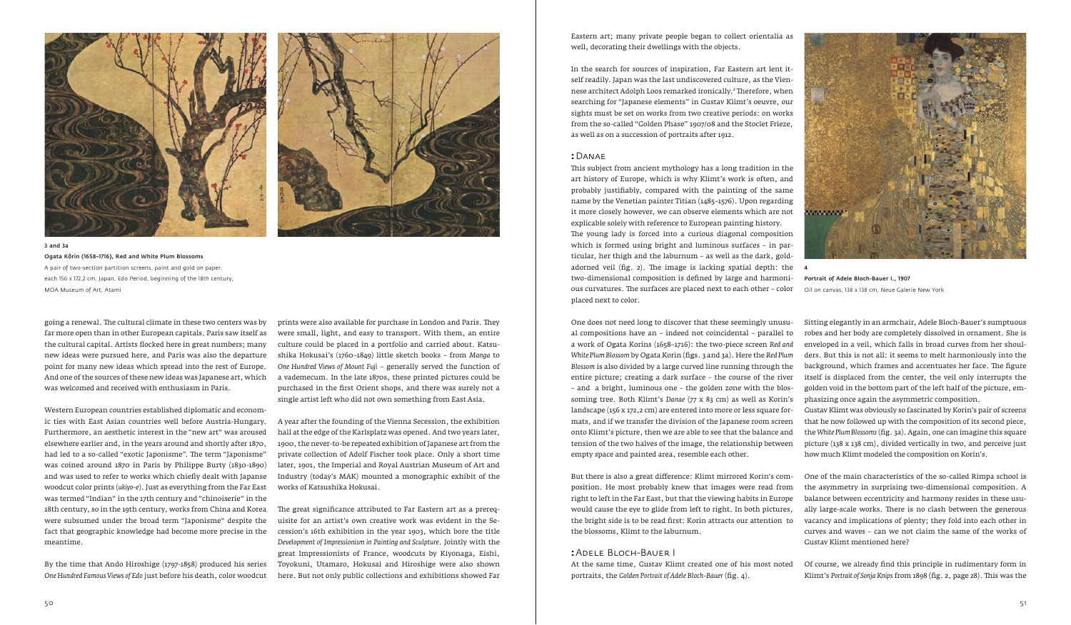3 and 3a
**Ogata Kōrin (1658–1716), Red and White Plum Blossoms**
A pair of two-section partition screens, paint and gold on paper, each 156 x 172,2 cm, Japan, Edo Period, beginning of the 18th century, MOA Museum of Art, Atami

going a renewal. The cultural climate in these two centers was by far more open than in other European capitals. Paris saw itself as the cultural capital. Artists flocked here in great numbers; many new ideas were pursued here, and Paris was also the departure point for many new ideas which spread into the rest of Europe. And one of the sources of these new ideas was Japanese art, which was welcomed and received with enthusiasm in Paris.

Western European countries established diplomatic and economic ties with East Asian countries well before Austria-Hungary. Furthermore, an aesthetic interest in the "new art" was aroused elsewhere earlier and, in the years around and shortly after 1870, had led to a so-called "exotic Japonisme". The term "Japonisme" was coined around 1870 in Paris by Philippe Burty (1830-1890) and was used to refer to works which chiefly dealt with Japanse woodcut color prints (*ukiyo-e*). Just as everything from the Far East was termed "Indian" in the 17th century and "chinoiserie" in the 18th century, so in the 19th century, works from China and Korea were subsumed under the broad term "Japonisme" despite the fact that geographic knowledge had become more precise in the meantime.

By the time that Ando Hiroshige (1797-1858) produced his series *One Hundred Famous Views of Edo* just before his death, color woodcut prints were also available for purchase in London and Paris. They were small, light, and easy to transport. With them, an entire culture could be placed in a portfolio and carried about. Katsushika Hokusai's (1760–1849) little sketch books – from *Manga* to *One Hundred Views of Mount Fuji* – generally served the function of a vademecum. In the late 1870s, these printed pictures could be purchased in the first Orient shops, and there was surely not a single artist left who did not own something from East Asia.

A year after the founding of the Vienna Secession, the exhibition hall at the edge of the Karlsplatz was opened. And two years later, 1900, the never-to-be repeated exhibition of Japanese art from the private collection of Adolf Fischer took place. Only a short time later, 1901, the Imperial and Royal Austrian Museum of Art and Industry (today's MAK) mounted a monographic exhibit of the works of Katsushika Hokusai.

The great significance attributed to Far Eastern art as a prerequisite for an artist's own creative work was evident in the Secession's 16th exhibition in the year 1903, which bore the title *Development of Impressionism in Painting and Sculpture*. Jointly with the great Impressionists of France, woodcuts by Kiyonaga, Eishi, Toyokuni, Utamaro, Hokusai and Hiroshige were also shown here. But not only public collections and exhibitions showed Far Eastern art; many private people began to collect orientalia as well, decorating their dwellings with the objects.

In the search for sources of inspiration, Far Eastern art lent itself readily. Japan was the last undiscovered culture, as the Viennese architect Adolph Loos remarked ironically.[2] Therefore, when searching for "Japanese elements" in Gustav Klimt's oeuvre, our sights must be set on works from two creative periods: on works from the so-called "Golden Phase" 1907/08 and the Stoclet Frieze, as well as on a succession of portraits after 1912.

## : Danae

This subject from ancient mythology has a long tradition in the art history of Europe, which is why Klimt's work is often, and probably justifiably, compared with the painting of the same name by the Venetian painter Titian (1485–1576). Upon regarding it more closely however, we can observe elements which are not explicable solely with reference to European painting history.
The young lady is forced into a curious diagonal composition which is formed using bright and luminous surfaces – in particular, her thigh and the laburnum – as well as the dark, gold-adorned veil (fig. 2). The image is lacking spatial depth: the two-dimensional composition is defined by large and harmonious curvatures. The surfaces are placed next to each other – color placed next to color.

One does not need long to discover that these seemingly unusual compositions have an – indeed not coincidental – parallel to a work of Ogata Korins (1658–1716): the two-piece screen *Red and White Plum Blossom* by Ogata Korin (figs. 3 and 3a). Here the *Red Plum Blossom* is also divided by a large curved line running through the entire picture; creating a dark surface – the course of the river – and a bright, luminous one – the golden zone with the blossoming tree. Both Klimt's *Danae* (77 x 83 cm) as well as Korin's landscape (156 x 172,2 cm) are entered into more or less square formats, and if we transfer the division of the Japanese room screen onto Klimt's picture, then we are able to see that the balance and tension of the two halves of the image, the relationship between empty space and painted area, resemble each other.

But there is also a great difference: Klimt mirrored Korin's composition. He most probably knew that images were read from right to left in the Far East, but that the viewing habits in Europe would cause the eye to glide from left to right. In both pictures, the bright side is to be read first: Korin attracts our attention to the blossoms, Klimt to the laburnum.

## : Adele Bloch-Bauer I

At the same time, Gustav Klimt created one of his most noted portraits, the *Golden Portrait of Adele Bloch-Bauer* (fig. 4).

4
**Portrait of Adele Bloch-Bauer I., 1907**
Oil on canvas, 138 x 138 cm, Neue Galerie New York

Sitting elegantly in an armchair, Adele Bloch-Bauer's sumptuous robes and her body are completely dissolved in ornament. She is enveloped in a veil, which falls in broad curves from her shoulders. But this is not all: it seems to melt harmoniously into the background, which frames and accentuates her face. The figure itself is displaced from the center, the veil only interrupts the golden void in the bottom part of the left half of the picture, emphasizing once again the asymmetric composition.
Gustav Klimt was obviously so fascinated by Korin's pair of screens that he now followed up with the composition of its second piece, the *White Plum Blossoms* (fig. 3a). Again, one can imagine this square picture (138 x 138 cm), divided vertically in two, and perceive just how much Klimt modeled the composition on Korin's.

One of the main characteristics of the so-called Rimpa school is the asymmetry in surprising two-dimensional composition. A balance between eccentricity and harmony resides in these usually large-scale works. There is no clash between the generous vacancy and implications of plenty; they fold into each other in curves and waves – can we not claim the same of the works of Gustav Klimt mentioned here?

Of course, we already find this principle in rudimentary form in Klimt's *Portrait of Sonja Knips* from 1898 (fig. 2, page 28). This was the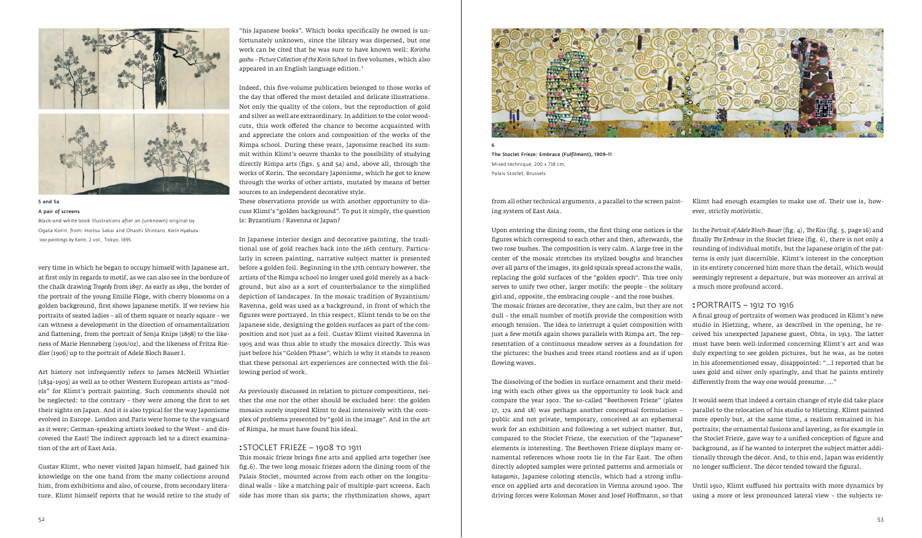**5 and 5a**
**A pair of screens**
Black-and-white book illustrations after an (unknown) original by Ogata Korin, from: Hoitsu Sakai and Ohashi Shintaro, *Korin Hyakuzu: 100 paintings by Korin*, 2 vol., Tokyo, 1895

very time in which he began to occupy himself with Japanese art, at first only in regards to motif, as we can also see in the bordure of the chalk drawing *Tragedy* from 1897. As early as 1891, the border of the portrait of the young Emilie Flöge, with cherry blossoms on a golden background, first shows Japanese motifs. If we review his portraits of seated ladies – all of them square or nearly square – we can witness a development in the direction of ornamentalization and flattening, from the portrait of Sonja Knips (1898) to the likeness of Marie Henneberg (1901/02), and the likeness of Fritza Riedler (1906) up to the portrait of Adele Bloch Bauer I.

Art history not infrequently refers to James McNeill Whistler (1834–1903) as well as to other Western European artists as "models" for Klimt's portrait painting. Such comments should not be neglected: to the contrary – they were among the first to set their sights on Japan. And it is also typical for the way Japonisme evolved in Europe. London and Paris were home to the vanguard as it were; German-speaking artists looked to the West – and discovered the East! The indirect approach led to a direct examination of the art of East Asia.

Gustav Klimt, who never visited Japan himself, had gained his knowledge on the one hand from the many collections around him, from exhibitions and also, of course, from secondary literature. Klimt himself reports that he would retire to the study of "his Japanese books". Which books specifically he owned is unfortunately unknown, since the library was dispersed, but one work can be cited that he was sure to have known well: *Korinha gashu – Picture Collection of the Korin School* in five volumes, which also appeared in an English language edition.[3]

Indeed, this five-volume publication belonged to those works of the day that offered the most detailed and delicate illustrations. Not only the quality of the colors, but the reproduction of gold and silver as well are extraordinary. In addition to the color woodcuts, this work offered the chance to become acquainted with and appreciate the colors and composition of the works of the Rimpa school. During these years, Japonsime reached its summit within Klimt's oeuvre thanks to the possibility of studying directly Rimpa arts (figs. 5 and 5a) and, above all, through the works of Korin. The secondary Japonism, which he got to know through the works of other artists, mutated by means of better sources to an independent decorative style.

These observations provide us with another opportunity to discuss Klimt's "golden background". To put it simply, the question is: Byzantium / Ravenna or Japan?

In Japanese interior design and decorative painting, the traditional use of gold reaches back into the 16th century. Particularly in screen painting, narrative subject matter is presented before a golden foil. Beginning in the 17th century however, the artists of the Rimpa school no longer used gold merely as a background, but also as a sort of counterbalance to the simplified depiction of landscapes. In the mosaic tradition of Byzantium/Ravenna, gold was used as a background, in front of which the figures were portrayed. In this respect, Klimt tends to be on the Japanese side, designing the golden surfaces as part of the composition and not just as a foil. Gustav Klimt visited Ravenna in 1905 and was thus able to study the mosaics directly. This was just before his "Golden Phase", which is why it stands to reason that these personal art experiences are connected with the following period of work.

As previously discussed in relation to picture compositions, neither the one nor the other should be excluded here: the golden mosaics surely inspired Klimt to deal intensively with the complex of problems presented by "gold in the image". And in the art of Rimpa, he must have found his ideal.

## : STOCLET FRIEZE – 1908 TO 1911

This mosaic frieze brings fine arts and applied arts together (see fig.6). The two long mosaic friezes adorn the dining room of the Palais Stoclet, mounted across from each other on the longitudinal walls – like a matching pair of multiple-part screens. Each side has more than six parts; the rhythmization shows, apart from all other technical arguments, a parallel to the screen painting system of East Asia.

**6**
**The Stoclet Frieze: Embrace (Fulfilment), 1909–11**
Mixed technique, 200 x 738 cm,
Palais Stoclet, Brussels

Upon entering the dining room, the first thing one notices is the figures which correspond to each other and then, afterwards, the two rose bushes. The composition is very calm. A large tree in the center of the mosaic stretches its stylized boughs and branches over all parts of the images, its gold spirals spread across the walls, replacing the gold surfaces of the "golden epoch". This tree only serves to unify two other, larger motifs: the people – the solitary girl and, opposite, the embracing couple – and the rose bushes.

The mosaic friezes are decorative, they are calm, but they are not dull – the small number of motifs provide the composition with enough tension. The idea to interrupt a quiet composition with just a few motifs again shows parallels with Rimpa art. The representation of a continuous meadow serves as a foundation for the pictures: the bushes and trees stand rootless and as if upon flowing waves.

The dissolving of the bodies in surface ornament and their melding with each other gives us the opportunity to look back and compare the year 1902. The so-called "Beethoven Frieze" (plates 17, 17a and 18) was perhaps another conceptual formulation – public and not private, temporary, conceived as an ephemeral work for an exhibition and following a set subject matter. But, compared to the Stoclet Frieze, the execution of the "Japanese" elements is interesting. The Beethoven Frieze displays many ornamental references whose roots lie in the Far East. The often directly adopted samples were printed patterns and armorials or *katagamis*, Japanese coloring stencils, which had a strong influence on applied arts and decoration in Vienna around 1900. The driving forces were Koloman Moser and Josef Hoffmann, so that Klimt had enough examples to make use of. Their use is, however, strictly motivistic.

In the *Portrait of Adele Bloch-Bauer* (fig. 4), *The Kiss* (fig. 5, page 16) and finally *The Embrace* in the Stoclet frieze (fig. 6), there is not only a rounding of individual motifs, but the Japanese origin of the patterns is only just discernible. Klimt's interest in the conception in its entirety concerned him more than the detail, which would seemingly represent a departure, but was moreover an arrival at a much more profound accord.

## : PORTRAITS – 1912 TO 1916

A final group of portraits of women was produced in Klimt's new studio in Hietzing, where, as described in the opening, he received his unexpected Japanese guest, Ohta, in 1913. The latter must have been well-informed concerning Klimt's art and was duly expecting to see golden pictures, but he was, as he notes in his aforementioned essay, disappointed: "...I reported that he uses gold and silver only sparingly, and that he paints entirely differently from the way one would presume. ..."

It would seem that indeed a certain change of style did take place parallel to the relocation of his studio to Hietzing. Klimt painted more openly but, at the same time, a realism remained in his portraits; the ornamental fusions and layering, as for example in the Stoclet Frieze, gave way to a unified conception of figure and background, as if he wanted to interpret the subject matter additionally through the décor. And, to this end, Japan was evidently no longer sufficient. The décor tended toward the figural.

Until 1910, Klimt suffused his portraits with more dynamics by using a more or less pronounced lateral view – the subjects re-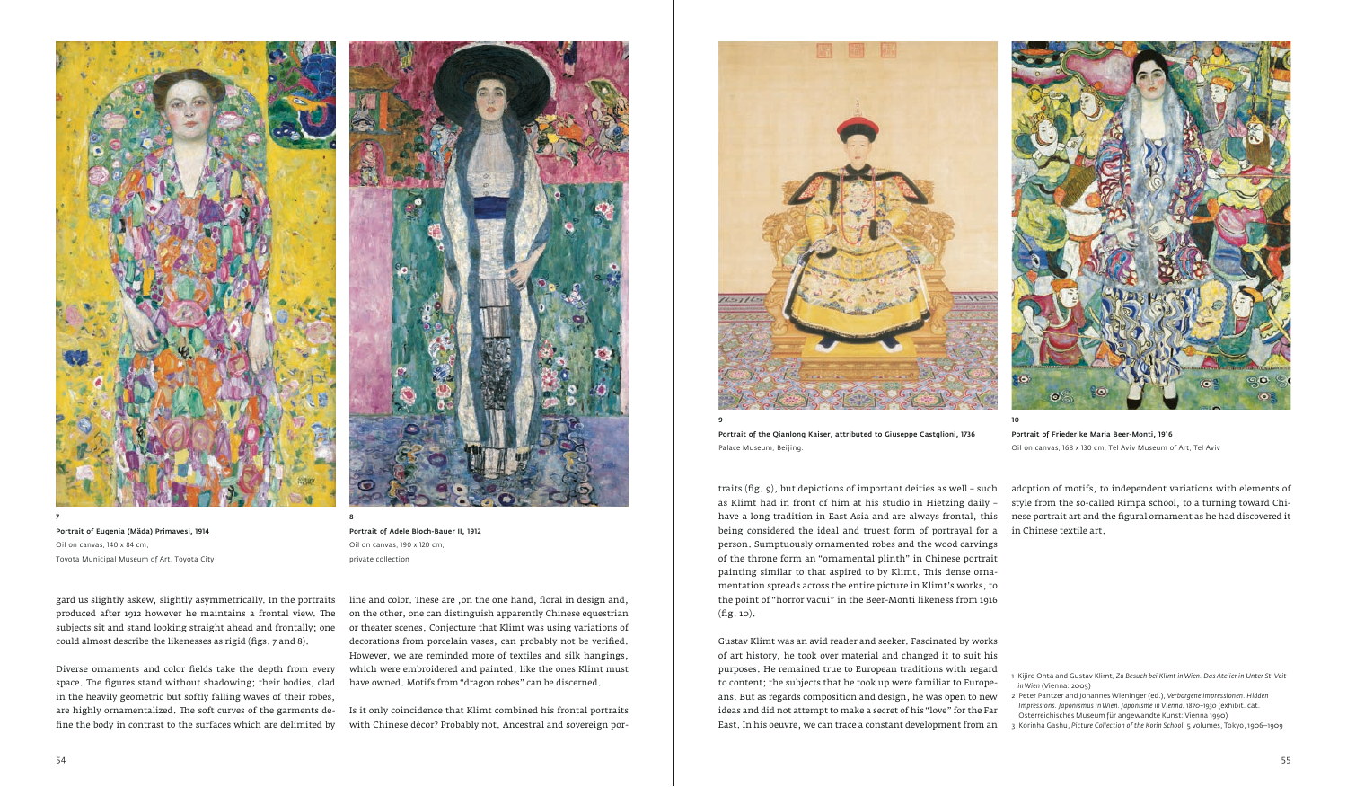7
**Portrait of Eugenia (Mäda) Primavesi, 1914**
Oil on canvas, 140 x 84 cm,
Toyota Municipal Museum of Art, Toyota City

8
**Portrait of Adele Bloch-Bauer II, 1912**
Oil on canvas, 190 x 120 cm,
private collection

gard us slightly askew, slightly asymmetrically. In the portraits produced after 1912 however he maintains a frontal view. The subjects sit and stand looking straight ahead and frontally; one could almost describe the likenesses as rigid (figs. 7 and 8).

Diverse ornaments and color fields take the depth from every space. The figures stand without shadowing; their bodies, clad in the heavily geometric but softly falling waves of their robes, are highly ornamentalized. The soft curves of the garments define the body in contrast to the surfaces which are delimited by line and color. These are ,on the one hand, floral in design and, on the other, one can distinguish apparently Chinese equestrian or theater scenes. Conjecture that Klimt was using variations of decorations from porcelain vases, can probably not be verified. However, we are reminded more of textiles and silk hangings, which were embroidered and painted, like the ones Klimt must have owned. Motifs from "dragon robes" can be discerned.

Is it only coincidence that Klimt combined his frontal portraits with Chinese décor? Probably not. Ancestral and sovereign portraits (fig. 9), but depictions of important deities as well – such as Klimt had in front of him at his studio in Hietzing daily – have a long tradition in East Asia and are always frontal, this being considered the ideal and truest form of portrayal for a person. Sumptuously ornamented robes and the wood carvings of the throne form an "ornamental plinth" in Chinese portrait painting similar to that aspired to by Klimt. This dense ornamentation spreads across the entire picture in Klimt's works, to the point of "horror vacui" in the Beer-Monti likeness from 1916 (fig. 10).

9
**Portrait of the Qianlong Kaiser, attributed to Giuseppe Castglioni, 1736**
Palace Museum, Beijing.

10
**Portrait of Friederike Maria Beer-Monti, 1916**
Oil on canvas, 168 x 130 cm, Tel Aviv Museum of Art, Tel Aviv

Gustav Klimt was an avid reader and seeker. Fascinated by works of art history, he took over material and changed it to suit his purposes. He remained true to European traditions with regard to content; the subjects that he took up were familiar to Europeans. But as regards composition and design, he was open to new ideas and did not attempt to make a secret of his "love" for the Far East. In his oeuvre, we can trace a constant development from an adoption of motifs, to independent variations with elements of style from the so-called Rimpa school, to a turning toward Chinese portrait art and the figural ornament as he had discovered it in Chinese textile art.

1 Kijiro Ohta and Gustav Klimt, *Zu Besuch bei Klimt in Wien. Das Atelier in Unter St. Veit in Wien* (Vienna: 2005)
2 Peter Pantzer and Johannes Wieninger (ed.), *Verborgene Impressionen. Hidden Impressions. Japonismus in Wien. Japonisme in Vienna. 1870–1930* (exhibit. cat. Österreichisches Museum für angewandte Kunst: Vienna 1990)
3 Korinha Gashu, *Picture Collection of the Korin School*, 5 volumes, Tokyo, 1906–1909